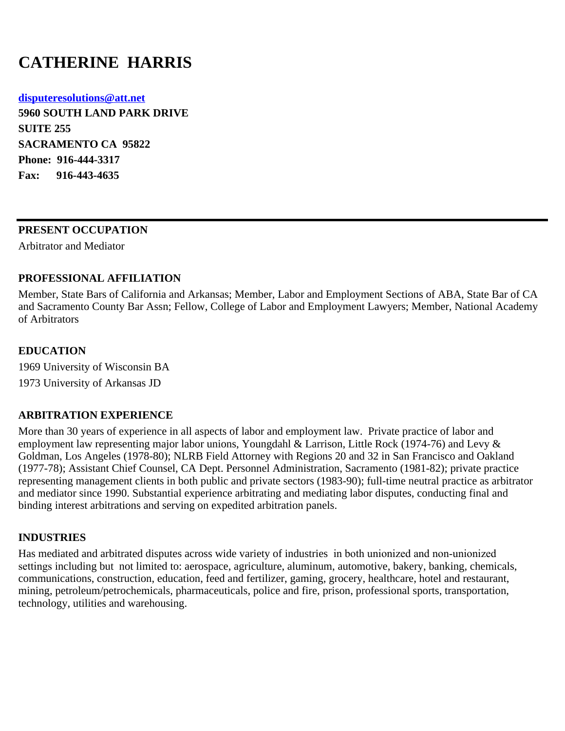# CATHERINE HARRIS

**[disputeresolutions@att.net](mailto:disputeresolutions@att.net)**
**5960 SOUTH LAND PARK DRIVE**
**SUITE 255**
**SACRAMENTO CA 95822**
**Phone: 916-444-3317**
**Fax: 916-443-4635**

---

## PRESENT OCCUPATION

Arbitrator and Mediator

## PROFESSIONAL AFFILIATION

Member, State Bars of California and Arkansas; Member, Labor and Employment Sections of ABA, State Bar of CA and Sacramento County Bar Assn; Fellow, College of Labor and Employment Lawyers; Member, National Academy of Arbitrators

## EDUCATION

1969 University of Wisconsin BA
1973 University of Arkansas JD

## ARBITRATION EXPERIENCE

More than 30 years of experience in all aspects of labor and employment law. Private practice of labor and employment law representing major labor unions, Youngdahl & Larrison, Little Rock (1974-76) and Levy & Goldman, Los Angeles (1978-80); NLRB Field Attorney with Regions 20 and 32 in San Francisco and Oakland (1977-78); Assistant Chief Counsel, CA Dept. Personnel Administration, Sacramento (1981-82); private practice representing management clients in both public and private sectors (1983-90); full-time neutral practice as arbitrator and mediator since 1990. Substantial experience arbitrating and mediating labor disputes, conducting final and binding interest arbitrations and serving on expedited arbitration panels.

## INDUSTRIES

Has mediated and arbitrated disputes across wide variety of industries in both unionized and non-unionized settings including but not limited to: aerospace, agriculture, aluminum, automotive, bakery, banking, chemicals, communications, construction, education, feed and fertilizer, gaming, grocery, healthcare, hotel and restaurant, mining, petroleum/petrochemicals, pharmaceuticals, police and fire, prison, professional sports, transportation, technology, utilities and warehousing.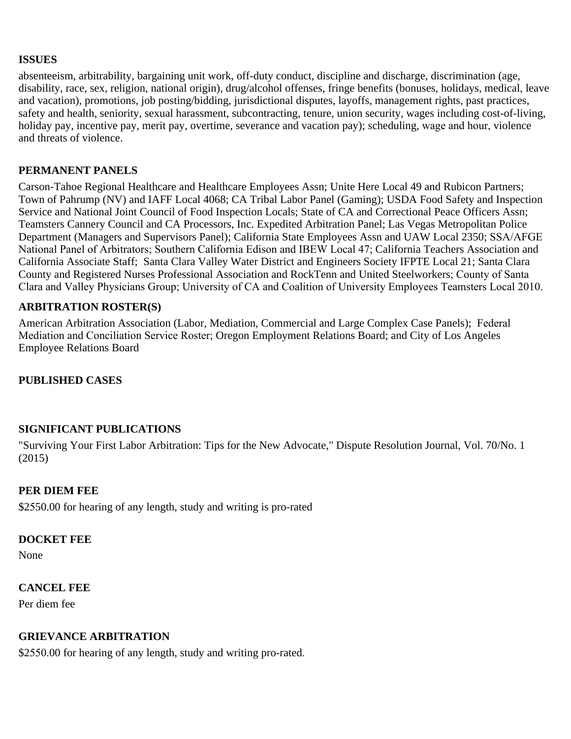**ISSUES**

absenteeism, arbitrability, bargaining unit work, off-duty conduct, discipline and discharge, discrimination (age, disability, race, sex, religion, national origin), drug/alcohol offenses, fringe benefits (bonuses, holidays, medical, leave and vacation), promotions, job posting/bidding, jurisdictional disputes, layoffs, management rights, past practices, safety and health, seniority, sexual harassment, subcontracting, tenure, union security, wages including cost-of-living, holiday pay, incentive pay, merit pay, overtime, severance and vacation pay); scheduling, wage and hour, violence and threats of violence.

**PERMANENT PANELS**

Carson-Tahoe Regional Healthcare and Healthcare Employees Assn; Unite Here Local 49 and Rubicon Partners; Town of Pahrump (NV) and IAFF Local 4068; CA Tribal Labor Panel (Gaming); USDA Food Safety and Inspection Service and National Joint Council of Food Inspection Locals; State of CA and Correctional Peace Officers Assn; Teamsters Cannery Council and CA Processors, Inc. Expedited Arbitration Panel; Las Vegas Metropolitan Police Department (Managers and Supervisors Panel); California State Employees Assn and UAW Local 2350; SSA/AFGE National Panel of Arbitrators; Southern California Edison and IBEW Local 47; California Teachers Association and California Associate Staff; Santa Clara Valley Water District and Engineers Society IFPTE Local 21; Santa Clara County and Registered Nurses Professional Association and RockTenn and United Steelworkers; County of Santa Clara and Valley Physicians Group; University of CA and Coalition of University Employees Teamsters Local 2010.

**ARBITRATION ROSTER(S)**

American Arbitration Association (Labor, Mediation, Commercial and Large Complex Case Panels); Federal Mediation and Conciliation Service Roster; Oregon Employment Relations Board; and City of Los Angeles Employee Relations Board

**PUBLISHED CASES**

**SIGNIFICANT PUBLICATIONS**

"Surviving Your First Labor Arbitration: Tips for the New Advocate," Dispute Resolution Journal, Vol. 70/No. 1 (2015)

**PER DIEM FEE**

$2550.00 for hearing of any length, study and writing is pro-rated

**DOCKET FEE**

None

**CANCEL FEE**

Per diem fee

**GRIEVANCE ARBITRATION**

$2550.00 for hearing of any length, study and writing pro-rated.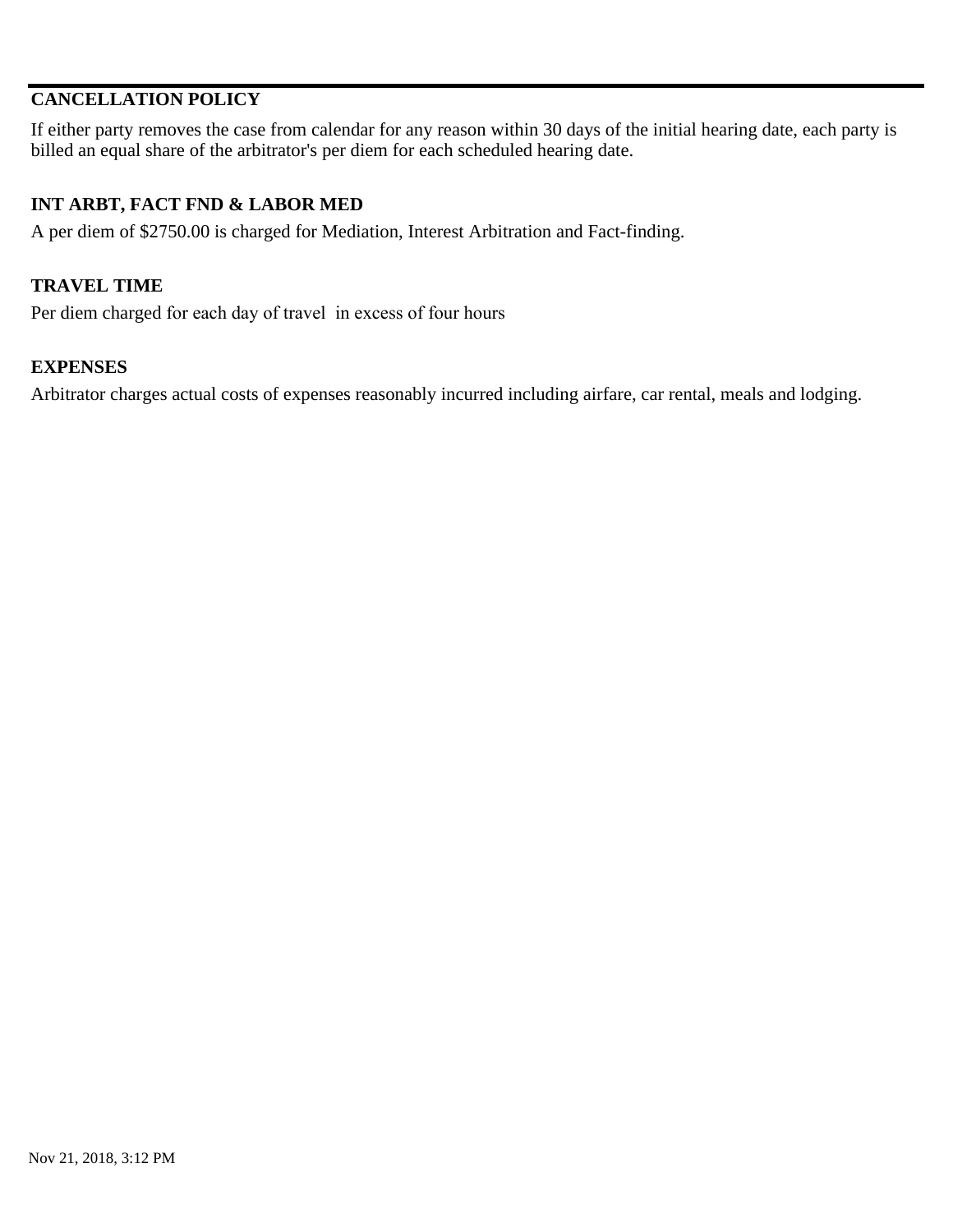**CANCELLATION POLICY**

If either party removes the case from calendar for any reason within 30 days of the initial hearing date, each party is billed an equal share of the arbitrator's per diem for each scheduled hearing date.

**INT ARBT, FACT FND & LABOR MED**

A per diem of $2750.00 is charged for Mediation, Interest Arbitration and Fact-finding.

**TRAVEL TIME**

Per diem charged for each day of travel in excess of four hours

**EXPENSES**

Arbitrator charges actual costs of expenses reasonably incurred including airfare, car rental, meals and lodging.

Nov 21, 2018, 3:12 PM